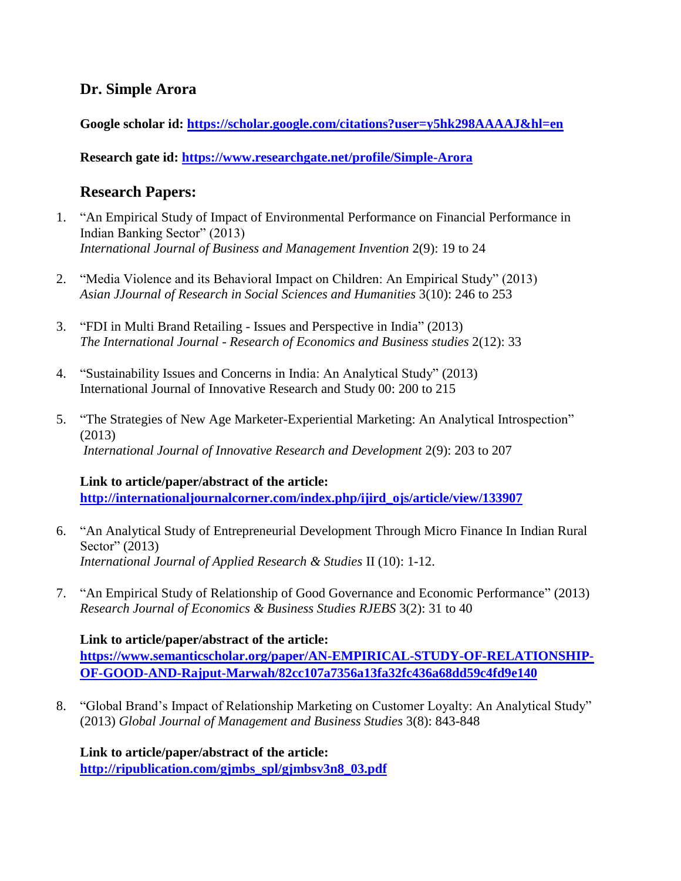## Dr. Simple Arora

**Google scholar id: https://scholar.google.com/citations?user=y5hk298AAAAJ&hl=en**

**Research gate id: https://www.researchgate.net/profile/Simple-Arora**

## Research Papers:

1. "An Empirical Study of Impact of Environmental Performance on Financial Performance in Indian Banking Sector" (2013)
   *International Journal of Business and Management Invention* 2(9): 19 to 24

2. "Media Violence and its Behavioral Impact on Children: An Empirical Study" (2013)
   *Asian JJournal of Research in Social Sciences and Humanities* 3(10): 246 to 253

3. "FDI in Multi Brand Retailing - Issues and Perspective in India" (2013)
   *The International Journal - Research of Economics and Business studies* 2(12): 33

4. "Sustainability Issues and Concerns in India: An Analytical Study" (2013)
   International Journal of Innovative Research and Study 00: 200 to 215

5. "The Strategies of New Age Marketer-Experiential Marketing: An Analytical Introspection" (2013)
   *International Journal of Innovative Research and Development* 2(9): 203 to 207

   **Link to article/paper/abstract of the article:**
   **http://internationaljournalcorner.com/index.php/ijird_ojs/article/view/133907**

6. "An Analytical Study of Entrepreneurial Development Through Micro Finance In Indian Rural Sector" (2013)
   *International Journal of Applied Research & Studies* II (10): 1-12.

7. "An Empirical Study of Relationship of Good Governance and Economic Performance" (2013)
   *Research Journal of Economics & Business Studies RJEBS* 3(2): 31 to 40

   **Link to article/paper/abstract of the article:**
   **https://www.semanticscholar.org/paper/AN-EMPIRICAL-STUDY-OF-RELATIONSHIP-OF-GOOD-AND-Rajput-Marwah/82cc107a7356a13fa32fc436a68dd59c4fd9e140**

8. "Global Brand's Impact of Relationship Marketing on Customer Loyalty: An Analytical Study" (2013) *Global Journal of Management and Business Studies* 3(8): 843-848

   **Link to article/paper/abstract of the article:**
   **http://ripublication.com/gjmbs_spl/gjmbsv3n8_03.pdf**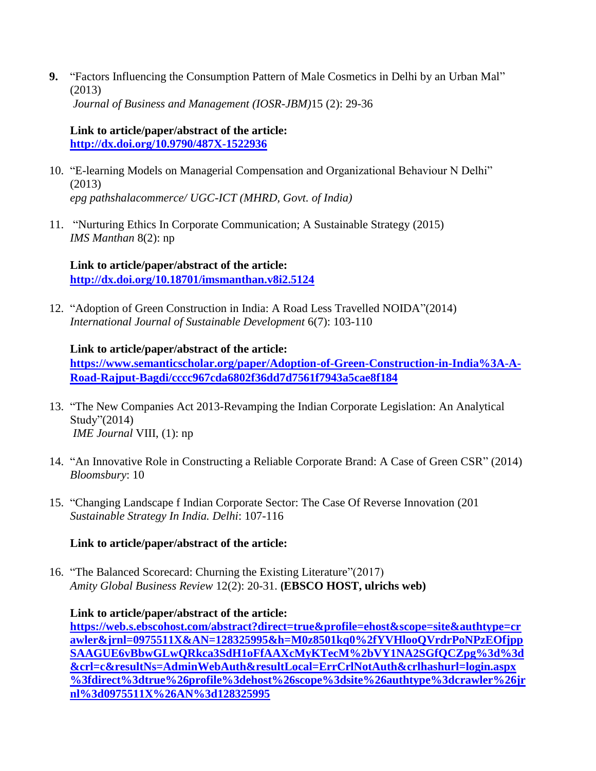9. "Factors Influencing the Consumption Pattern of Male Cosmetics in Delhi by an Urban Mal" (2013)
   *Journal of Business and Management (IOSR-JBM)*15 (2): 29-36

   **Link to article/paper/abstract of the article:**
   **http://dx.doi.org/10.9790/487X-1522936**

10. "E-learning Models on Managerial Compensation and Organizational Behaviour N Delhi" (2013)
    *epg pathshalacommerce/ UGC-ICT (MHRD, Govt. of India)*

11. "Nurturing Ethics In Corporate Communication; A Sustainable Strategy (2015)
    *IMS Manthan* 8(2): np

    **Link to article/paper/abstract of the article:**
    **http://dx.doi.org/10.18701/imsmanthan.v8i2.5124**

12. "Adoption of Green Construction in India: A Road Less Travelled NOIDA"(2014)
    *International Journal of Sustainable Development* 6(7): 103-110

    **Link to article/paper/abstract of the article:**
    **https://www.semanticscholar.org/paper/Adoption-of-Green-Construction-in-India%3A-A-Road-Rajput-Bagdi/cccc967cda6802f36dd7d7561f7943a5cae8f184**

13. "The New Companies Act 2013-Revamping the Indian Corporate Legislation: An Analytical Study"(2014)
    *IME Journal* VIII, (1): np

14. "An Innovative Role in Constructing a Reliable Corporate Brand: A Case of Green CSR" (2014)
    *Bloomsbury*: 10

15. "Changing Landscape f Indian Corporate Sector: The Case Of Reverse Innovation (201
    *Sustainable Strategy In India. Delhi*: 107-116

    **Link to article/paper/abstract of the article:**

16. "The Balanced Scorecard: Churning the Existing Literature"(2017)
    *Amity Global Business Review* 12(2): 20-31. **(EBSCO HOST, ulrichs web)**

    **Link to article/paper/abstract of the article:**
    **https://web.s.ebscohost.com/abstract?direct=true&profile=ehost&scope=site&authtype=crawler&jrnl=0975511X&AN=128325995&h=M0z8501kq0%2fYVHlooQVrdrPoNPzEOfjppSAAGUE6vBbwGLwQRkca3SdH1oFfAAXcMyKTecM%2bVY1NA2SGfQCZpg%3d%3d&crl=c&resultNs=AdminWebAuth&resultLocal=ErrCrlNotAuth&crlhashurl=login.aspx%3fdirect%3dtrue%26profile%3dehost%26scope%3dsite%26authtype%3dcrawler%26jrnl%3d0975511X%26AN%3d128325995**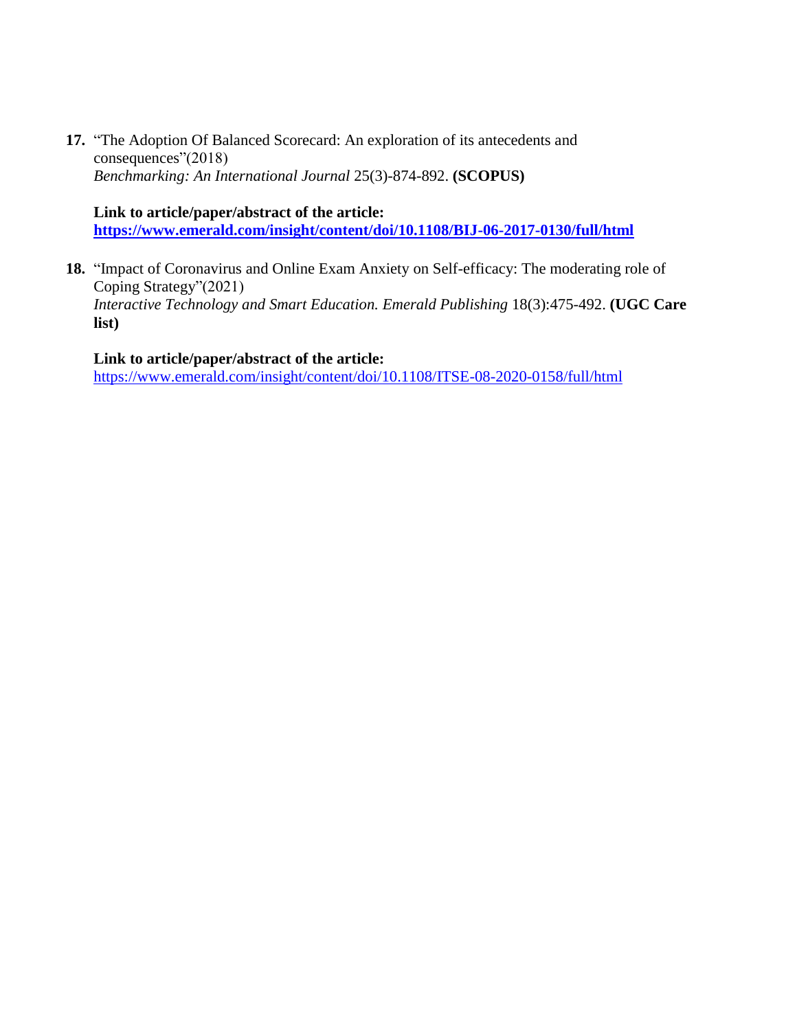17. "The Adoption Of Balanced Scorecard: An exploration of its antecedents and consequences"(2018)
    *Benchmarking: An International Journal* 25(3)-874-892. **(SCOPUS)**

    **Link to article/paper/abstract of the article:**
    **https://www.emerald.com/insight/content/doi/10.1108/BIJ-06-2017-0130/full/html**

18. "Impact of Coronavirus and Online Exam Anxiety on Self-efficacy: The moderating role of Coping Strategy"(2021)
    *Interactive Technology and Smart Education. Emerald Publishing* 18(3):475-492. **(UGC Care list)**

    **Link to article/paper/abstract of the article:**
    https://www.emerald.com/insight/content/doi/10.1108/ITSE-08-2020-0158/full/html